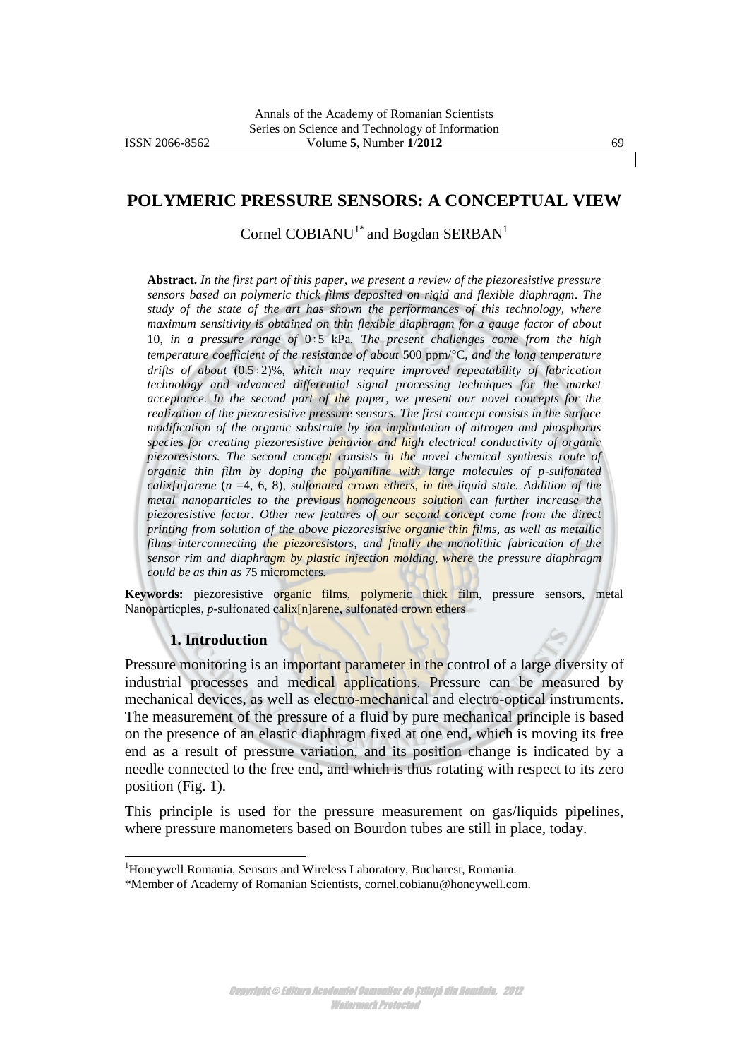# POLYMERIC PRESSURE SENSORS: A CONCEPTUAL VIEW

Cornel COBIANU[1*] and Bogdan SERBAN[1]

**Abstract.** *In the first part of this paper, we present a review of the piezoresistive pressure sensors based on polymeric thick films deposited on rigid and flexible diaphragm. The study of the state of the art has shown the performances of this technology, where maximum sensitivity is obtained on thin flexible diaphragm for a gauge factor of about* 10*, in a pressure range of* 0÷5 kPa*. The present challenges come from the high temperature coefficient of the resistance of about* 500 ppm/°C*, and the long temperature drifts of about* (0.5÷2)%*, which may require improved repeatability of fabrication technology and advanced differential signal processing techniques for the market acceptance. In the second part of the paper, we present our novel concepts for the realization of the piezoresistive pressure sensors. The first concept consists in the surface modification of the organic substrate by ion implantation of nitrogen and phosphorus species for creating piezoresistive behavior and high electrical conductivity of organic piezoresistors. The second concept consists in the novel chemical synthesis route of organic thin film by doping the polyaniline with large molecules of p-sulfonated calix[n]arene* (*n* =4, 6, 8)*, sulfonated crown ethers, in the liquid state. Addition of the metal nanoparticles to the previous homogeneous solution can further increase the piezoresistive factor. Other new features of our second concept come from the direct printing from solution of the above piezoresistive organic thin films, as well as metallic films interconnecting the piezoresistors, and finally the monolithic fabrication of the sensor rim and diaphragm by plastic injection molding, where the pressure diaphragm could be as thin as* 75 micrometers*.*

**Keywords:** piezoresistive organic films, polymeric thick film, pressure sensors, metal Nanoparticples, *p*-sulfonated calix[n]arene, sulfonated crown ethers

## 1. Introduction

Pressure monitoring is an important parameter in the control of a large diversity of industrial processes and medical applications. Pressure can be measured by mechanical devices, as well as electro-mechanical and electro-optical instruments. The measurement of the pressure of a fluid by pure mechanical principle is based on the presence of an elastic diaphragm fixed at one end, which is moving its free end as a result of pressure variation, and its position change is indicated by a needle connected to the free end, and which is thus rotating with respect to its zero position (Fig. 1).

This principle is used for the pressure measurement on gas/liquids pipelines, where pressure manometers based on Bourdon tubes are still in place, today.

---

[1]Honeywell Romania, Sensors and Wireless Laboratory, Bucharest, Romania.

*Member of Academy of Romanian Scientists, cornel.cobianu@honeywell.com.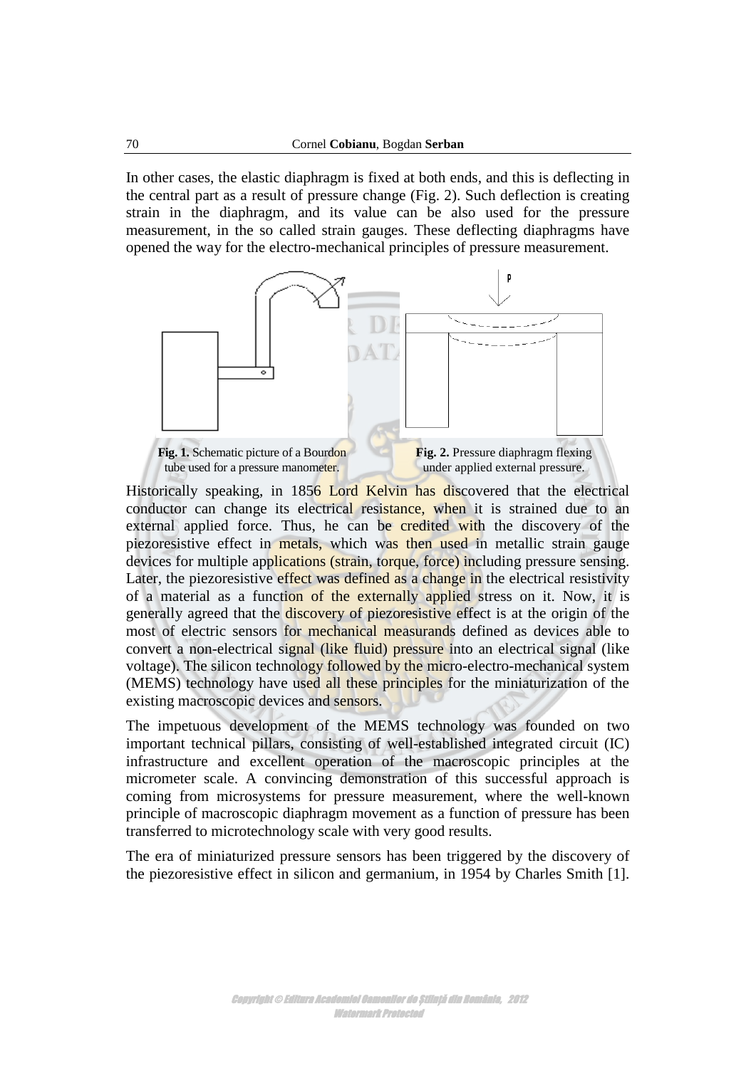In other cases, the elastic diaphragm is fixed at both ends, and this is deflecting in the central part as a result of pressure change (Fig. 2). Such deflection is creating strain in the diaphragm, and its value can be also used for the pressure measurement, in the so called strain gauges. These deflecting diaphragms have opened the way for the electro-mechanical principles of pressure measurement.

**Fig. 1.** Schematic picture of a Bourdon tube used for a pressure manometer.

**Fig. 2.** Pressure diaphragm flexing under applied external pressure.

Historically speaking, in 1856 Lord Kelvin has discovered that the electrical conductor can change its electrical resistance, when it is strained due to an external applied force. Thus, he can be credited with the discovery of the piezoresistive effect in metals, which was then used in metallic strain gauge devices for multiple applications (strain, torque, force) including pressure sensing. Later, the piezoresistive effect was defined as a change in the electrical resistivity of a material as a function of the externally applied stress on it. Now, it is generally agreed that the discovery of piezoresistive effect is at the origin of the most of electric sensors for mechanical measurands defined as devices able to convert a non-electrical signal (like fluid) pressure into an electrical signal (like voltage). The silicon technology followed by the micro-electro-mechanical system (MEMS) technology have used all these principles for the miniaturization of the existing macroscopic devices and sensors.

The impetuous development of the MEMS technology was founded on two important technical pillars, consisting of well-established integrated circuit (IC) infrastructure and excellent operation of the macroscopic principles at the micrometer scale. A convincing demonstration of this successful approach is coming from microsystems for pressure measurement, where the well-known principle of macroscopic diaphragm movement as a function of pressure has been transferred to microtechnology scale with very good results.

The era of miniaturized pressure sensors has been triggered by the discovery of the piezoresistive effect in silicon and germanium, in 1954 by Charles Smith [1].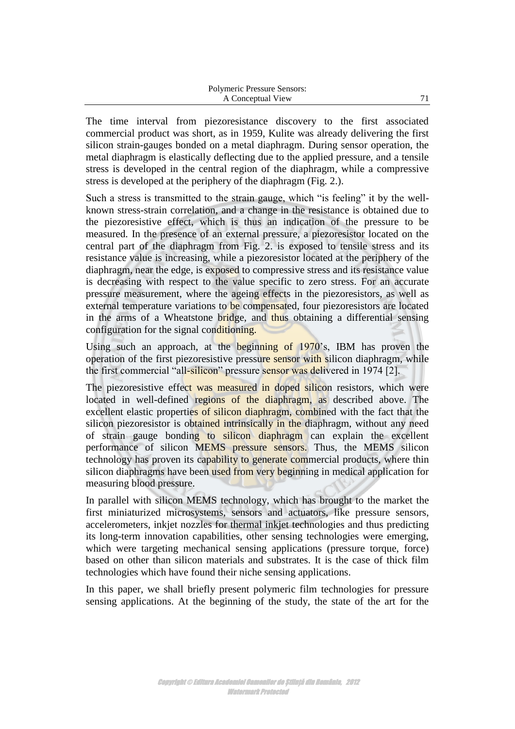The time interval from piezoresistance discovery to the first associated commercial product was short, as in 1959, Kulite was already delivering the first silicon strain-gauges bonded on a metal diaphragm. During sensor operation, the metal diaphragm is elastically deflecting due to the applied pressure, and a tensile stress is developed in the central region of the diaphragm, while a compressive stress is developed at the periphery of the diaphragm (Fig. 2.).

Such a stress is transmitted to the strain gauge, which "is feeling" it by the well-known stress-strain correlation, and a change in the resistance is obtained due to the piezoresistive effect, which is thus an indication of the pressure to be measured. In the presence of an external pressure, a piezoresistor located on the central part of the diaphragm from Fig. 2. is exposed to tensile stress and its resistance value is increasing, while a piezoresistor located at the periphery of the diaphragm, near the edge, is exposed to compressive stress and its resistance value is decreasing with respect to the value specific to zero stress. For an accurate pressure measurement, where the ageing effects in the piezoresistors, as well as external temperature variations to be compensated, four piezoresistors are located in the arms of a Wheatstone bridge, and thus obtaining a differential sensing configuration for the signal conditioning.

Using such an approach, at the beginning of 1970's, IBM has proven the operation of the first piezoresistive pressure sensor with silicon diaphragm, while the first commercial "all-silicon" pressure sensor was delivered in 1974 [2].

The piezoresistive effect was measured in doped silicon resistors, which were located in well-defined regions of the diaphragm, as described above. The excellent elastic properties of silicon diaphragm, combined with the fact that the silicon piezoresistor is obtained intrinsically in the diaphragm, without any need of strain gauge bonding to silicon diaphragm can explain the excellent performance of silicon MEMS pressure sensors. Thus, the MEMS silicon technology has proven its capability to generate commercial products, where thin silicon diaphragms have been used from very beginning in medical application for measuring blood pressure.

In parallel with silicon MEMS technology, which has brought to the market the first miniaturized microsystems, sensors and actuators, like pressure sensors, accelerometers, inkjet nozzles for thermal inkjet technologies and thus predicting its long-term innovation capabilities, other sensing technologies were emerging, which were targeting mechanical sensing applications (pressure torque, force) based on other than silicon materials and substrates. It is the case of thick film technologies which have found their niche sensing applications.

In this paper, we shall briefly present polymeric film technologies for pressure sensing applications. At the beginning of the study, the state of the art for the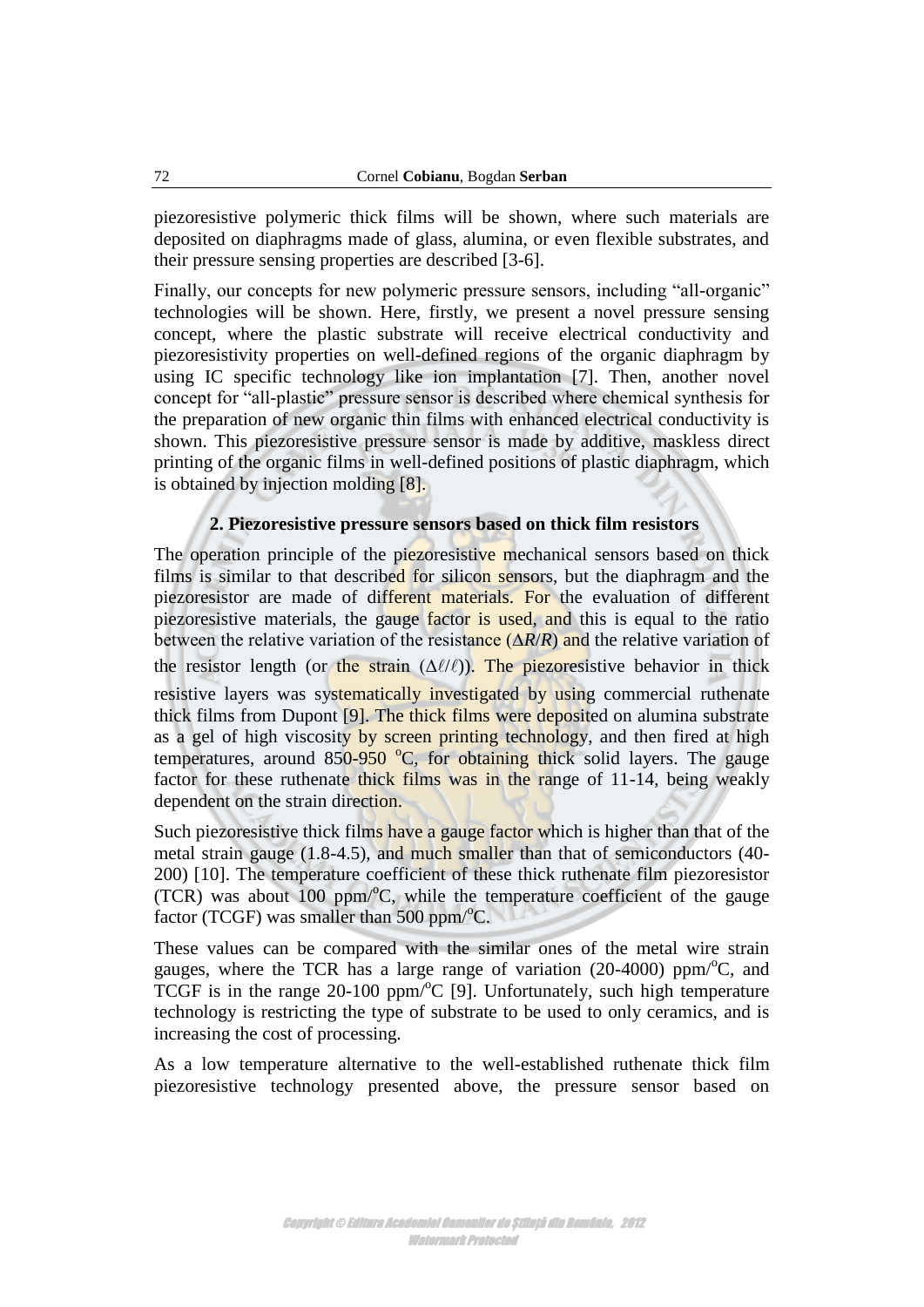piezoresistive polymeric thick films will be shown, where such materials are deposited on diaphragms made of glass, alumina, or even flexible substrates, and their pressure sensing properties are described [3-6].

Finally, our concepts for new polymeric pressure sensors, including "all-organic" technologies will be shown. Here, firstly, we present a novel pressure sensing concept, where the plastic substrate will receive electrical conductivity and piezoresistivity properties on well-defined regions of the organic diaphragm by using IC specific technology like ion implantation [7]. Then, another novel concept for "all-plastic" pressure sensor is described where chemical synthesis for the preparation of new organic thin films with enhanced electrical conductivity is shown. This piezoresistive pressure sensor is made by additive, maskless direct printing of the organic films in well-defined positions of plastic diaphragm, which is obtained by injection molding [8].

## 2. Piezoresistive pressure sensors based on thick film resistors

The operation principle of the piezoresistive mechanical sensors based on thick films is similar to that described for silicon sensors, but the diaphragm and the piezoresistor are made of different materials. For the evaluation of different piezoresistive materials, the gauge factor is used, and this is equal to the ratio between the relative variation of the resistance ($\Delta R/R$) and the relative variation of the resistor length (or the strain ($\Delta\ell/\ell$)). The piezoresistive behavior in thick resistive layers was systematically investigated by using commercial ruthenate thick films from Dupont [9]. The thick films were deposited on alumina substrate as a gel of high viscosity by screen printing technology, and then fired at high temperatures, around 850-950 $^{o}$C, for obtaining thick solid layers. The gauge factor for these ruthenate thick films was in the range of 11-14, being weakly dependent on the strain direction.

Such piezoresistive thick films have a gauge factor which is higher than that of the metal strain gauge (1.8-4.5), and much smaller than that of semiconductors (40-200) [10]. The temperature coefficient of these thick ruthenate film piezoresistor (TCR) was about 100 ppm/$^{o}$C, while the temperature coefficient of the gauge factor (TCGF) was smaller than 500 ppm/$^{o}$C.

These values can be compared with the similar ones of the metal wire strain gauges, where the TCR has a large range of variation (20-4000) ppm/$^{o}$C, and TCGF is in the range 20-100 ppm/$^{o}$C [9]. Unfortunately, such high temperature technology is restricting the type of substrate to be used to only ceramics, and is increasing the cost of processing.

As a low temperature alternative to the well-established ruthenate thick film piezoresistive technology presented above, the pressure sensor based on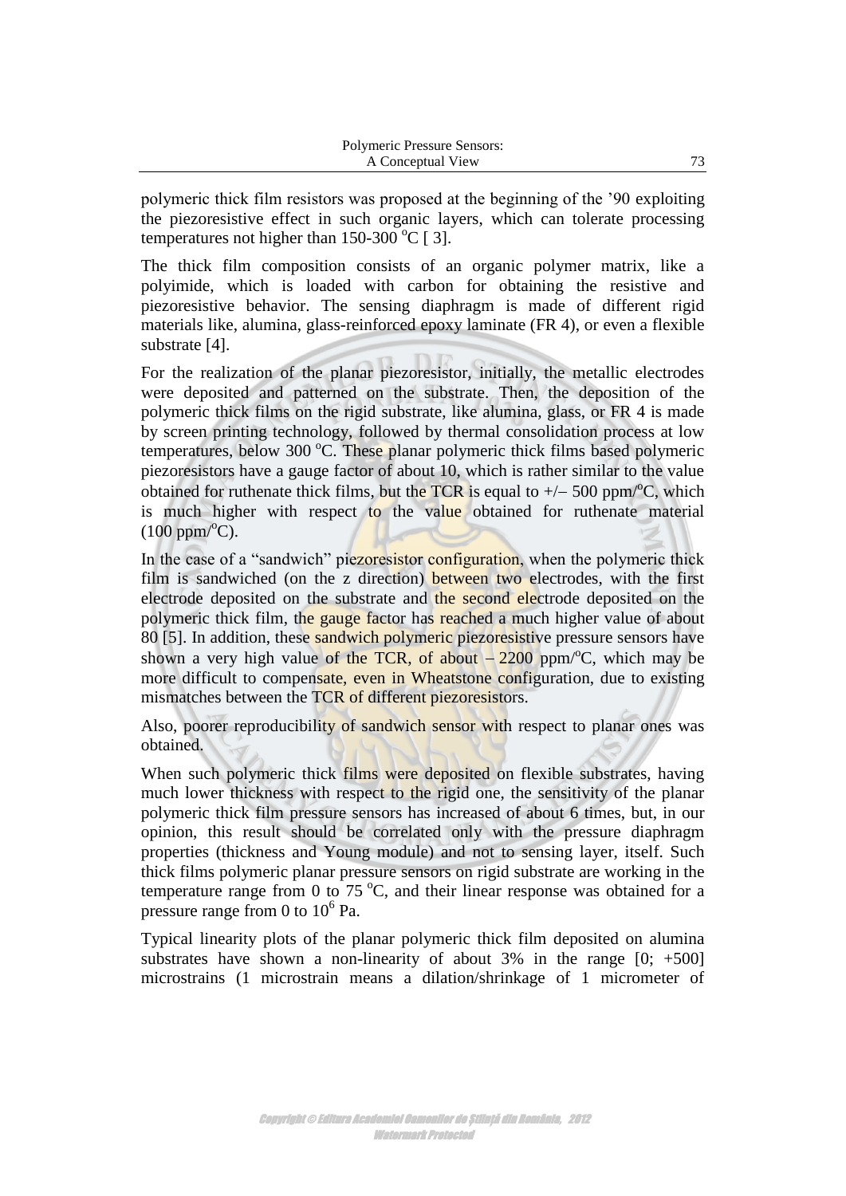polymeric thick film resistors was proposed at the beginning of the '90 exploiting the piezoresistive effect in such organic layers, which can tolerate processing temperatures not higher than 150-300 $^{o}$C [ 3].

The thick film composition consists of an organic polymer matrix, like a polyimide, which is loaded with carbon for obtaining the resistive and piezoresistive behavior. The sensing diaphragm is made of different rigid materials like, alumina, glass-reinforced epoxy laminate (FR 4), or even a flexible substrate [4].

For the realization of the planar piezoresistor, initially, the metallic electrodes were deposited and patterned on the substrate. Then, the deposition of the polymeric thick films on the rigid substrate, like alumina, glass, or FR 4 is made by screen printing technology, followed by thermal consolidation process at low temperatures, below 300 $^{o}$C. These planar polymeric thick films based polymeric piezoresistors have a gauge factor of about 10, which is rather similar to the value obtained for ruthenate thick films, but the TCR is equal to +/− 500 ppm/$^{o}$C, which is much higher with respect to the value obtained for ruthenate material (100 ppm/$^{o}$C).

In the case of a "sandwich" piezoresistor configuration, when the polymeric thick film is sandwiched (on the z direction) between two electrodes, with the first electrode deposited on the substrate and the second electrode deposited on the polymeric thick film, the gauge factor has reached a much higher value of about 80 [5]. In addition, these sandwich polymeric piezoresistive pressure sensors have shown a very high value of the TCR, of about − 2200 ppm/$^{o}$C, which may be more difficult to compensate, even in Wheatstone configuration, due to existing mismatches between the TCR of different piezoresistors.

Also, poorer reproducibility of sandwich sensor with respect to planar ones was obtained.

When such polymeric thick films were deposited on flexible substrates, having much lower thickness with respect to the rigid one, the sensitivity of the planar polymeric thick film pressure sensors has increased of about 6 times, but, in our opinion, this result should be correlated only with the pressure diaphragm properties (thickness and Young module) and not to sensing layer, itself. Such thick films polymeric planar pressure sensors on rigid substrate are working in the temperature range from 0 to 75 $^{o}$C, and their linear response was obtained for a pressure range from 0 to $10^{6}$ Pa.

Typical linearity plots of the planar polymeric thick film deposited on alumina substrates have shown a non-linearity of about 3% in the range [0; +500] microstrains (1 microstrain means a dilation/shrinkage of 1 micrometer of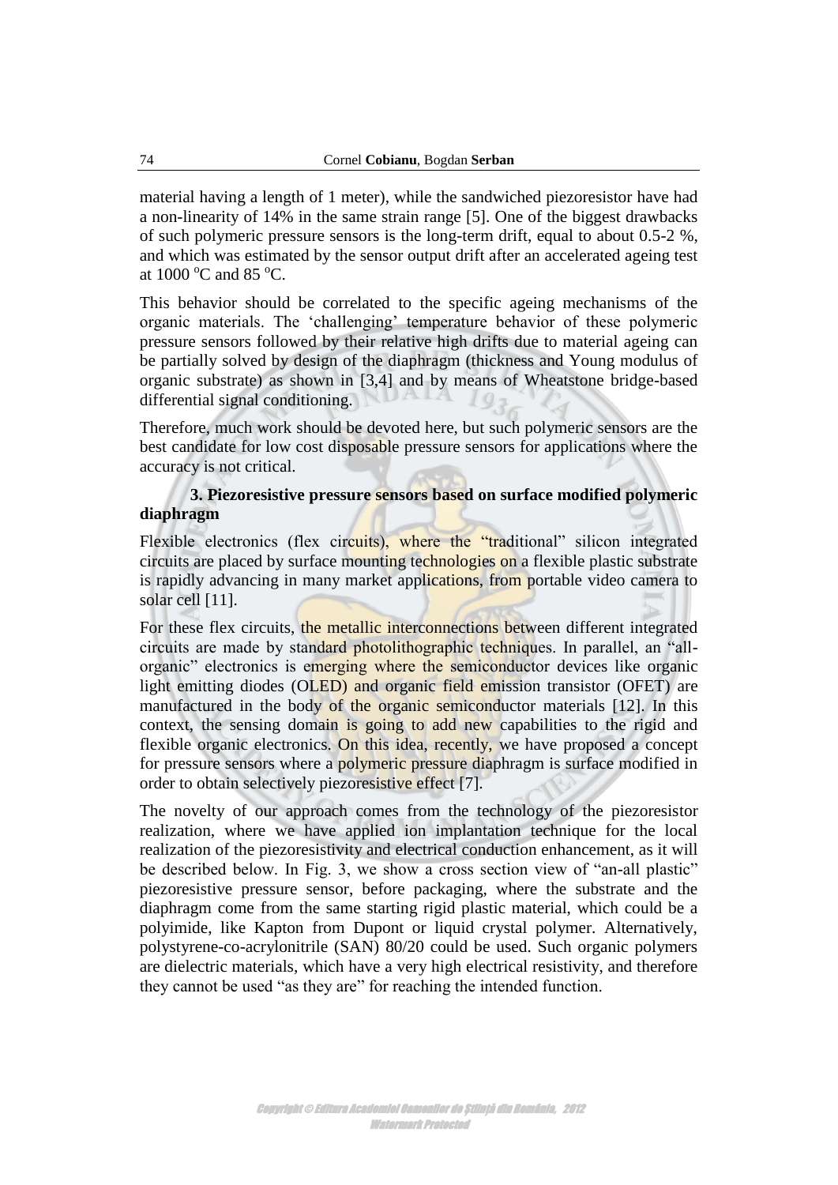material having a length of 1 meter), while the sandwiched piezoresistor have had a non-linearity of 14% in the same strain range [5]. One of the biggest drawbacks of such polymeric pressure sensors is the long-term drift, equal to about 0.5-2 %, and which was estimated by the sensor output drift after an accelerated ageing test at 1000 $^{o}$C and 85 $^{o}$C.

This behavior should be correlated to the specific ageing mechanisms of the organic materials. The 'challenging' temperature behavior of these polymeric pressure sensors followed by their relative high drifts due to material ageing can be partially solved by design of the diaphragm (thickness and Young modulus of organic substrate) as shown in [3,4] and by means of Wheatstone bridge-based differential signal conditioning.

Therefore, much work should be devoted here, but such polymeric sensors are the best candidate for low cost disposable pressure sensors for applications where the accuracy is not critical.

### 3. Piezoresistive pressure sensors based on surface modified polymeric diaphragm

Flexible electronics (flex circuits), where the "traditional" silicon integrated circuits are placed by surface mounting technologies on a flexible plastic substrate is rapidly advancing in many market applications, from portable video camera to solar cell [11].

For these flex circuits, the metallic interconnections between different integrated circuits are made by standard photolithographic techniques. In parallel, an "all-organic" electronics is emerging where the semiconductor devices like organic light emitting diodes (OLED) and organic field emission transistor (OFET) are manufactured in the body of the organic semiconductor materials [12]. In this context, the sensing domain is going to add new capabilities to the rigid and flexible organic electronics. On this idea, recently, we have proposed a concept for pressure sensors where a polymeric pressure diaphragm is surface modified in order to obtain selectively piezoresistive effect [7].

The novelty of our approach comes from the technology of the piezoresistor realization, where we have applied ion implantation technique for the local realization of the piezoresistivity and electrical conduction enhancement, as it will be described below. In Fig. 3, we show a cross section view of "an-all plastic" piezoresistive pressure sensor, before packaging, where the substrate and the diaphragm come from the same starting rigid plastic material, which could be a polyimide, like Kapton from Dupont or liquid crystal polymer. Alternatively, polystyrene-co-acrylonitrile (SAN) 80/20 could be used. Such organic polymers are dielectric materials, which have a very high electrical resistivity, and therefore they cannot be used "as they are" for reaching the intended function.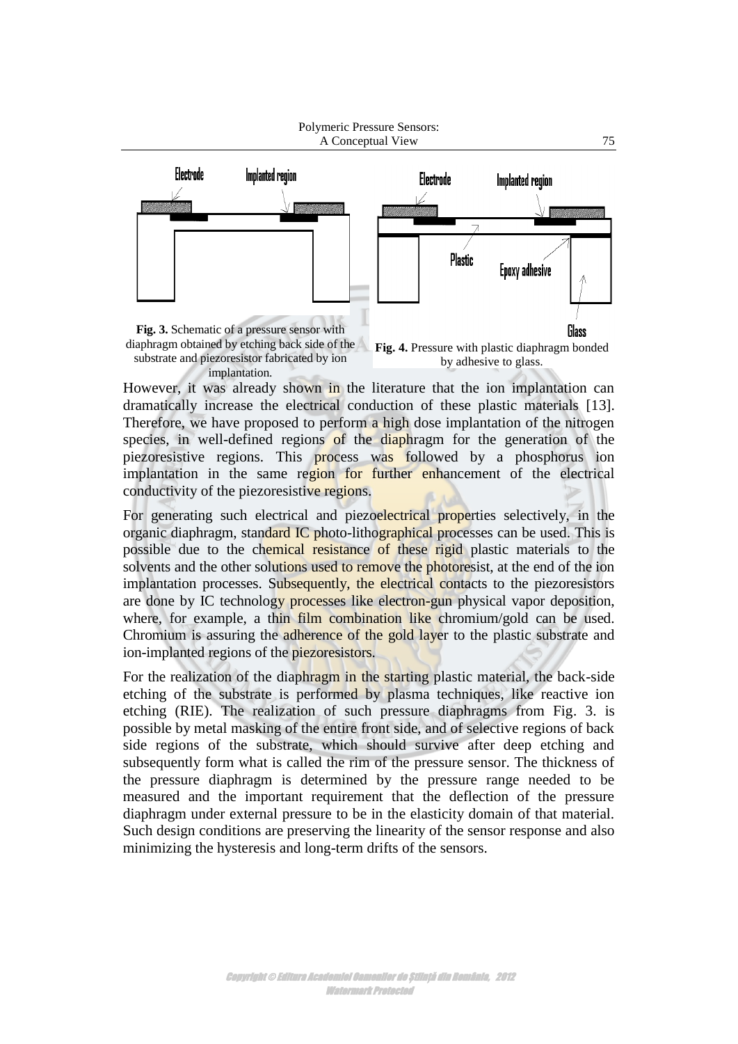**Fig. 3.** Schematic of a pressure sensor with diaphragm obtained by etching back side of the substrate and piezoresistor fabricated by ion implantation.

**Fig. 4.** Pressure with plastic diaphragm bonded by adhesive to glass.

However, it was already shown in the literature that the ion implantation can dramatically increase the electrical conduction of these plastic materials [13]. Therefore, we have proposed to perform a high dose implantation of the nitrogen species, in well-defined regions of the diaphragm for the generation of the piezoresistive regions. This process was followed by a phosphorus ion implantation in the same region for further enhancement of the electrical conductivity of the piezoresistive regions.

For generating such electrical and piezoelectrical properties selectively, in the organic diaphragm, standard IC photo-lithographical processes can be used. This is possible due to the chemical resistance of these rigid plastic materials to the solvents and the other solutions used to remove the photoresist, at the end of the ion implantation processes. Subsequently, the electrical contacts to the piezoresistors are done by IC technology processes like electron-gun physical vapor deposition, where, for example, a thin film combination like chromium/gold can be used. Chromium is assuring the adherence of the gold layer to the plastic substrate and ion-implanted regions of the piezoresistors.

For the realization of the diaphragm in the starting plastic material, the back-side etching of the substrate is performed by plasma techniques, like reactive ion etching (RIE). The realization of such pressure diaphragms from Fig. 3. is possible by metal masking of the entire front side, and of selective regions of back side regions of the substrate, which should survive after deep etching and subsequently form what is called the rim of the pressure sensor. The thickness of the pressure diaphragm is determined by the pressure range needed to be measured and the important requirement that the deflection of the pressure diaphragm under external pressure to be in the elasticity domain of that material. Such design conditions are preserving the linearity of the sensor response and also minimizing the hysteresis and long-term drifts of the sensors.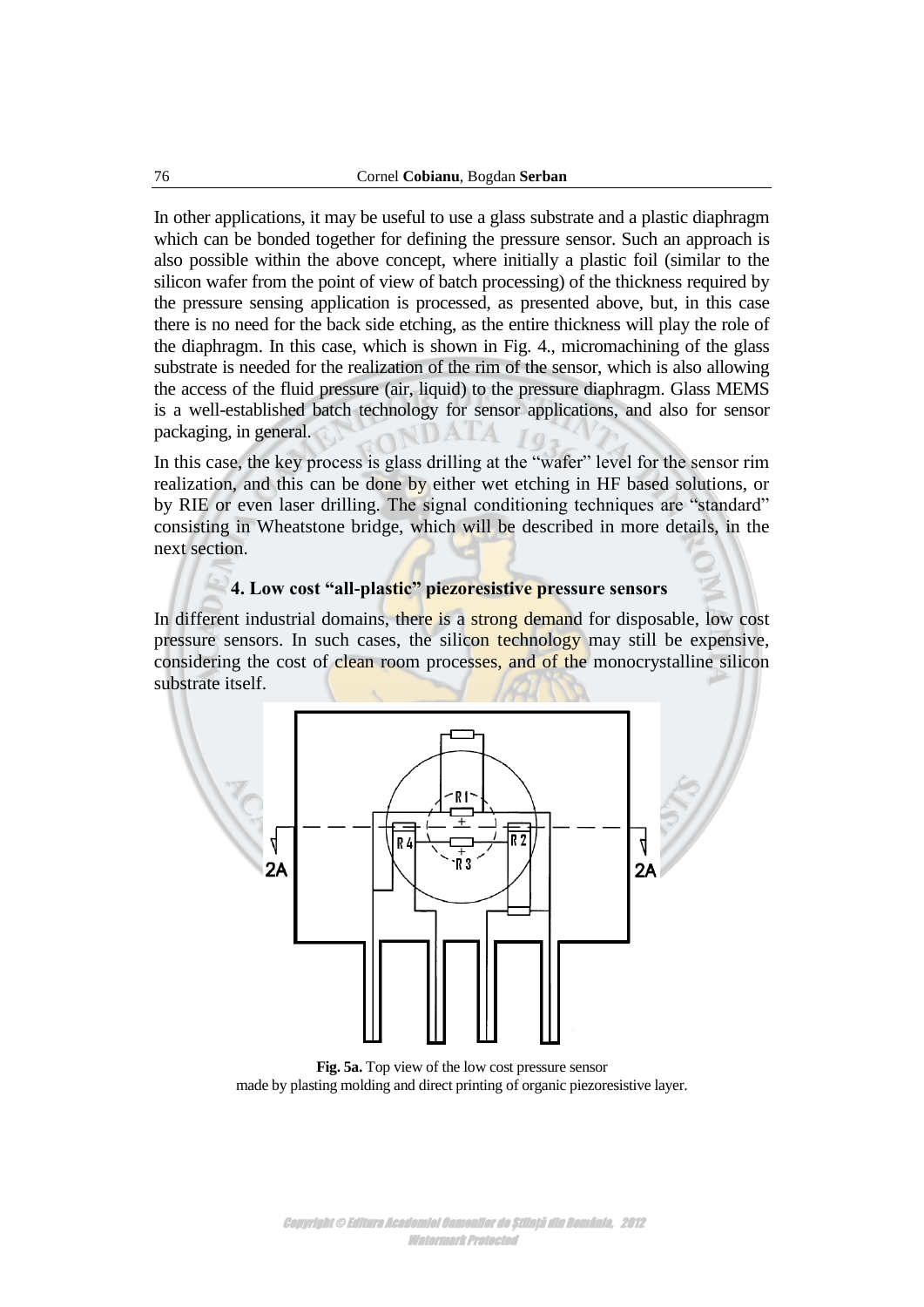In other applications, it may be useful to use a glass substrate and a plastic diaphragm which can be bonded together for defining the pressure sensor. Such an approach is also possible within the above concept, where initially a plastic foil (similar to the silicon wafer from the point of view of batch processing) of the thickness required by the pressure sensing application is processed, as presented above, but, in this case there is no need for the back side etching, as the entire thickness will play the role of the diaphragm. In this case, which is shown in Fig. 4., micromachining of the glass substrate is needed for the realization of the rim of the sensor, which is also allowing the access of the fluid pressure (air, liquid) to the pressure diaphragm. Glass MEMS is a well-established batch technology for sensor applications, and also for sensor packaging, in general.

In this case, the key process is glass drilling at the "wafer" level for the sensor rim realization, and this can be done by either wet etching in HF based solutions, or by RIE or even laser drilling. The signal conditioning techniques are "standard" consisting in Wheatstone bridge, which will be described in more details, in the next section.

## 4. Low cost "all-plastic" piezoresistive pressure sensors

In different industrial domains, there is a strong demand for disposable, low cost pressure sensors. In such cases, the silicon technology may still be expensive, considering the cost of clean room processes, and of the monocrystalline silicon substrate itself.

**Fig. 5a.** Top view of the low cost pressure sensor made by plasting molding and direct printing of organic piezoresistive layer.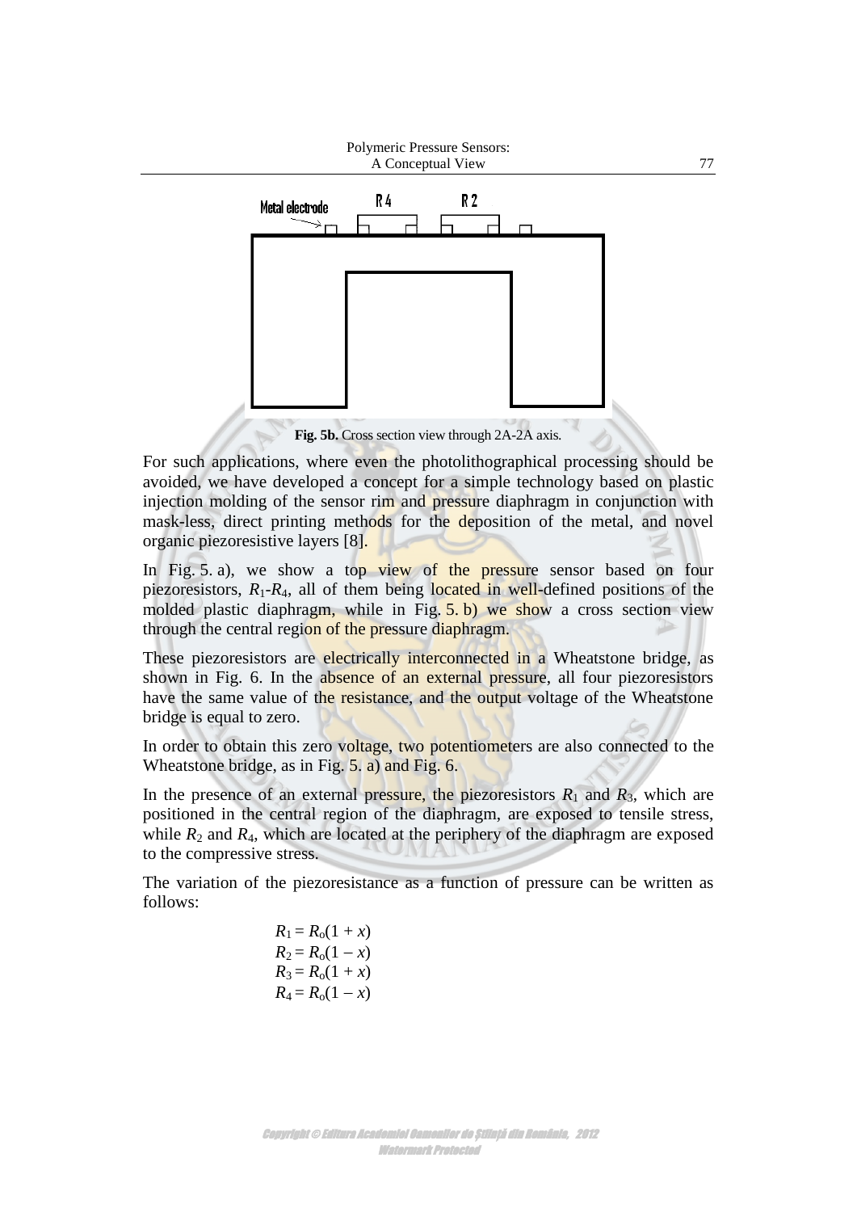Fig. 5b. Cross section view through 2A-2A axis.

For such applications, where even the photolithographical processing should be avoided, we have developed a concept for a simple technology based on plastic injection molding of the sensor rim and pressure diaphragm in conjunction with mask-less, direct printing methods for the deposition of the metal, and novel organic piezoresistive layers [8].

In Fig. 5. a), we show a top view of the pressure sensor based on four piezoresistors, $R_1$-$R_4$, all of them being located in well-defined positions of the molded plastic diaphragm, while in Fig. 5. b) we show a cross section view through the central region of the pressure diaphragm.

These piezoresistors are electrically interconnected in a Wheatstone bridge, as shown in Fig. 6. In the absence of an external pressure, all four piezoresistors have the same value of the resistance, and the output voltage of the Wheatstone bridge is equal to zero.

In order to obtain this zero voltage, two potentiometers are also connected to the Wheatstone bridge, as in Fig. 5. a) and Fig. 6.

In the presence of an external pressure, the piezoresistors $R_1$ and $R_3$, which are positioned in the central region of the diaphragm, are exposed to tensile stress, while $R_2$ and $R_4$, which are located at the periphery of the diaphragm are exposed to the compressive stress.

The variation of the piezoresistance as a function of pressure can be written as follows:

$$R_1 = R_o(1 + x)$$
$$R_2 = R_o(1 - x)$$
$$R_3 = R_o(1 + x)$$
$$R_4 = R_o(1 - x)$$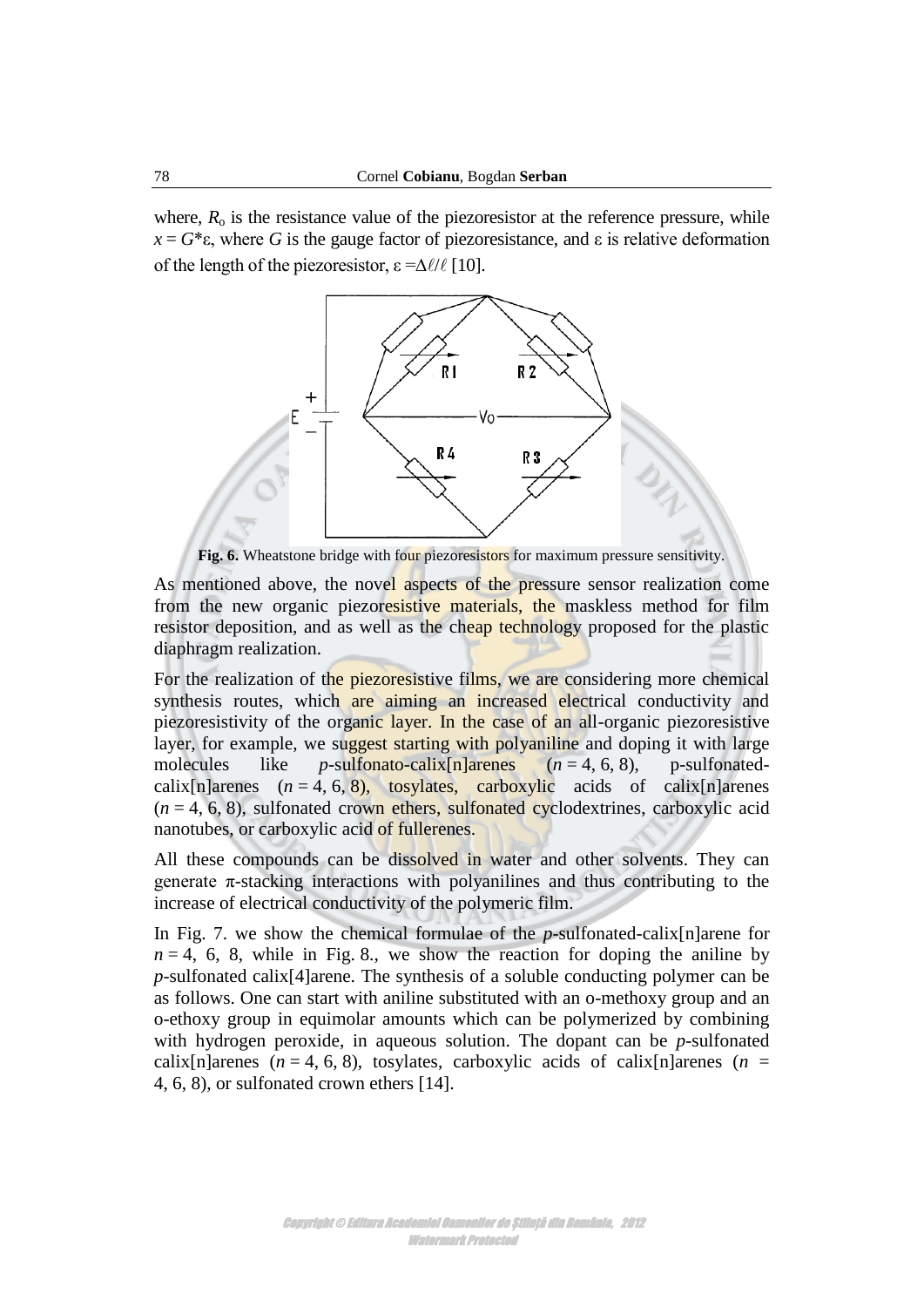where, $R_o$ is the resistance value of the piezoresistor at the reference pressure, while $x = G*\varepsilon$, where $G$ is the gauge factor of piezoresistance, and $\varepsilon$ is relative deformation of the length of the piezoresistor, $\varepsilon = \Delta\ell/\ell$ [10].

**Fig. 6.** Wheatstone bridge with four piezoresistors for maximum pressure sensitivity.

As mentioned above, the novel aspects of the pressure sensor realization come from the new organic piezoresistive materials, the maskless method for film resistor deposition, and as well as the cheap technology proposed for the plastic diaphragm realization.

For the realization of the piezoresistive films, we are considering more chemical synthesis routes, which are aiming an increased electrical conductivity and piezoresistivity of the organic layer. In the case of an all-organic piezoresistive layer, for example, we suggest starting with polyaniline and doping it with large molecules like *p*-sulfonato-calix[n]arenes ($n = 4, 6, 8$), p-sulfonated-calix[n]arenes ($n = 4, 6, 8$), tosylates, carboxylic acids of calix[n]arenes ($n = 4, 6, 8$), sulfonated crown ethers, sulfonated cyclodextrines, carboxylic acid nanotubes, or carboxylic acid of fullerenes.

All these compounds can be dissolved in water and other solvents. They can generate $\pi$-stacking interactions with polyanilines and thus contributing to the increase of electrical conductivity of the polymeric film.

In Fig. 7. we show the chemical formulae of the *p*-sulfonated-calix[n]arene for $n = 4, 6, 8$, while in Fig. 8., we show the reaction for doping the aniline by *p*-sulfonated calix[4]arene. The synthesis of a soluble conducting polymer can be as follows. One can start with aniline substituted with an o-methoxy group and an o-ethoxy group in equimolar amounts which can be polymerized by combining with hydrogen peroxide, in aqueous solution. The dopant can be *p*-sulfonated calix[n]arenes ($n = 4, 6, 8$), tosylates, carboxylic acids of calix[n]arenes ($n = 4, 6, 8$), or sulfonated crown ethers [14].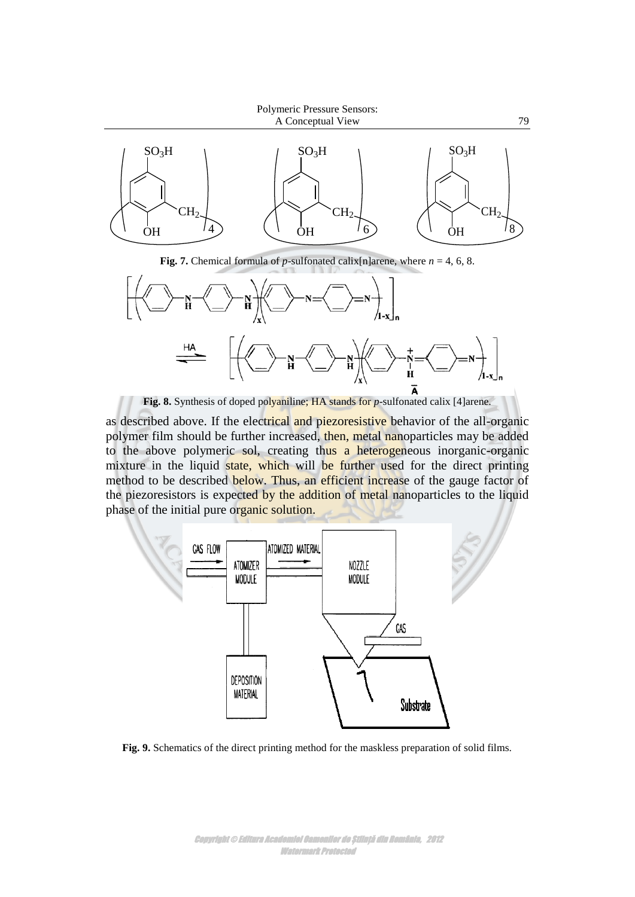**Fig. 7.** Chemical formula of *p*-sulfonated calix[n]arene, where $n = 4, 6, 8$.

**Fig. 8.** Synthesis of doped polyaniline; HA stands for *p*-sulfonated calix [4]arene.

as described above. If the electrical and piezoresistive behavior of the all-organic polymer film should be further increased, then, metal nanoparticles may be added to the above polymeric sol, creating thus a heterogeneous inorganic-organic mixture in the liquid state, which will be further used for the direct printing method to be described below. Thus, an efficient increase of the gauge factor of the piezoresistors is expected by the addition of metal nanoparticles to the liquid phase of the initial pure organic solution.

**Fig. 9.** Schematics of the direct printing method for the maskless preparation of solid films.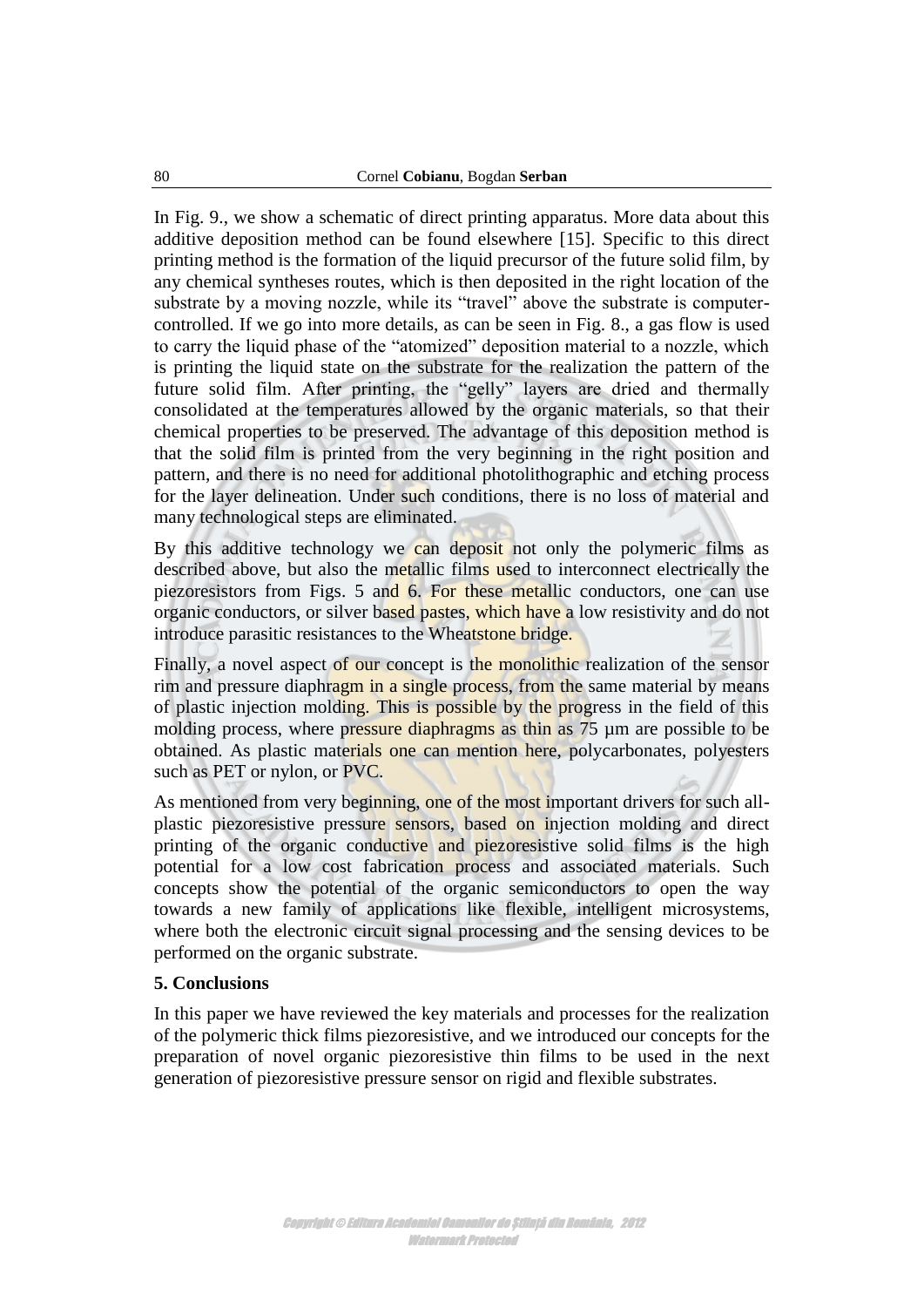In Fig. 9., we show a schematic of direct printing apparatus. More data about this additive deposition method can be found elsewhere [15]. Specific to this direct printing method is the formation of the liquid precursor of the future solid film, by any chemical syntheses routes, which is then deposited in the right location of the substrate by a moving nozzle, while its "travel" above the substrate is computer-controlled. If we go into more details, as can be seen in Fig. 8., a gas flow is used to carry the liquid phase of the "atomized" deposition material to a nozzle, which is printing the liquid state on the substrate for the realization the pattern of the future solid film. After printing, the "gelly" layers are dried and thermally consolidated at the temperatures allowed by the organic materials, so that their chemical properties to be preserved. The advantage of this deposition method is that the solid film is printed from the very beginning in the right position and pattern, and there is no need for additional photolithographic and etching process for the layer delineation. Under such conditions, there is no loss of material and many technological steps are eliminated.

By this additive technology we can deposit not only the polymeric films as described above, but also the metallic films used to interconnect electrically the piezoresistors from Figs. 5 and 6. For these metallic conductors, one can use organic conductors, or silver based pastes, which have a low resistivity and do not introduce parasitic resistances to the Wheatstone bridge.

Finally, a novel aspect of our concept is the monolithic realization of the sensor rim and pressure diaphragm in a single process, from the same material by means of plastic injection molding. This is possible by the progress in the field of this molding process, where pressure diaphragms as thin as 75 µm are possible to be obtained. As plastic materials one can mention here, polycarbonates, polyesters such as PET or nylon, or PVC.

As mentioned from very beginning, one of the most important drivers for such all-plastic piezoresistive pressure sensors, based on injection molding and direct printing of the organic conductive and piezoresistive solid films is the high potential for a low cost fabrication process and associated materials. Such concepts show the potential of the organic semiconductors to open the way towards a new family of applications like flexible, intelligent microsystems, where both the electronic circuit signal processing and the sensing devices to be performed on the organic substrate.

## 5. Conclusions

In this paper we have reviewed the key materials and processes for the realization of the polymeric thick films piezoresistive, and we introduced our concepts for the preparation of novel organic piezoresistive thin films to be used in the next generation of piezoresistive pressure sensor on rigid and flexible substrates.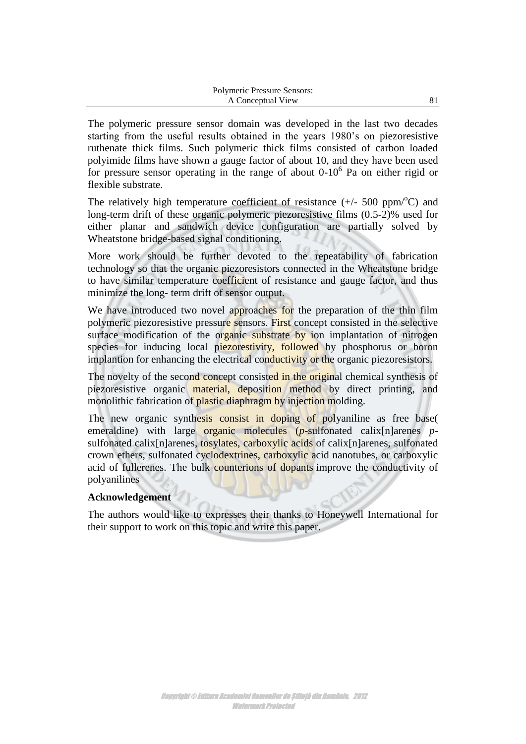The polymeric pressure sensor domain was developed in the last two decades starting from the useful results obtained in the years 1980's on piezoresistive ruthenate thick films. Such polymeric thick films consisted of carbon loaded polyimide films have shown a gauge factor of about 10, and they have been used for pressure sensor operating in the range of about 0-$10^6$ Pa on either rigid or flexible substrate.

The relatively high temperature coefficient of resistance (+/- 500 ppm/$^o$C) and long-term drift of these organic polymeric piezoresistive films (0.5-2)% used for either planar and sandwich device configuration are partially solved by Wheatstone bridge-based signal conditioning.

More work should be further devoted to the repeatability of fabrication technology so that the organic piezoresistors connected in the Wheatstone bridge to have similar temperature coefficient of resistance and gauge factor, and thus minimize the long- term drift of sensor output.

We have introduced two novel approaches for the preparation of the thin film polymeric piezoresistive pressure sensors. First concept consisted in the selective surface modification of the organic substrate by ion implantation of nitrogen species for inducing local piezorestivity, followed by phosphorus or boron implantion for enhancing the electrical conductivity or the organic piezoresistors.

The novelty of the second concept consisted in the original chemical synthesis of piezoresistive organic material, deposition method by direct printing, and monolithic fabrication of plastic diaphragm by injection molding.

The new organic synthesis consist in doping of polyaniline as free base( emeraldine) with large organic molecules (*p*-sulfonated calix[n]arenes *p*-sulfonated calix[n]arenes, tosylates, carboxylic acids of calix[n]arenes, sulfonated crown ethers, sulfonated cyclodextrines, carboxylic acid nanotubes, or carboxylic acid of fullerenes. The bulk counterions of dopants improve the conductivity of polyanilines

**Acknowledgement**

The authors would like to expresses their thanks to Honeywell International for their support to work on this topic and write this paper.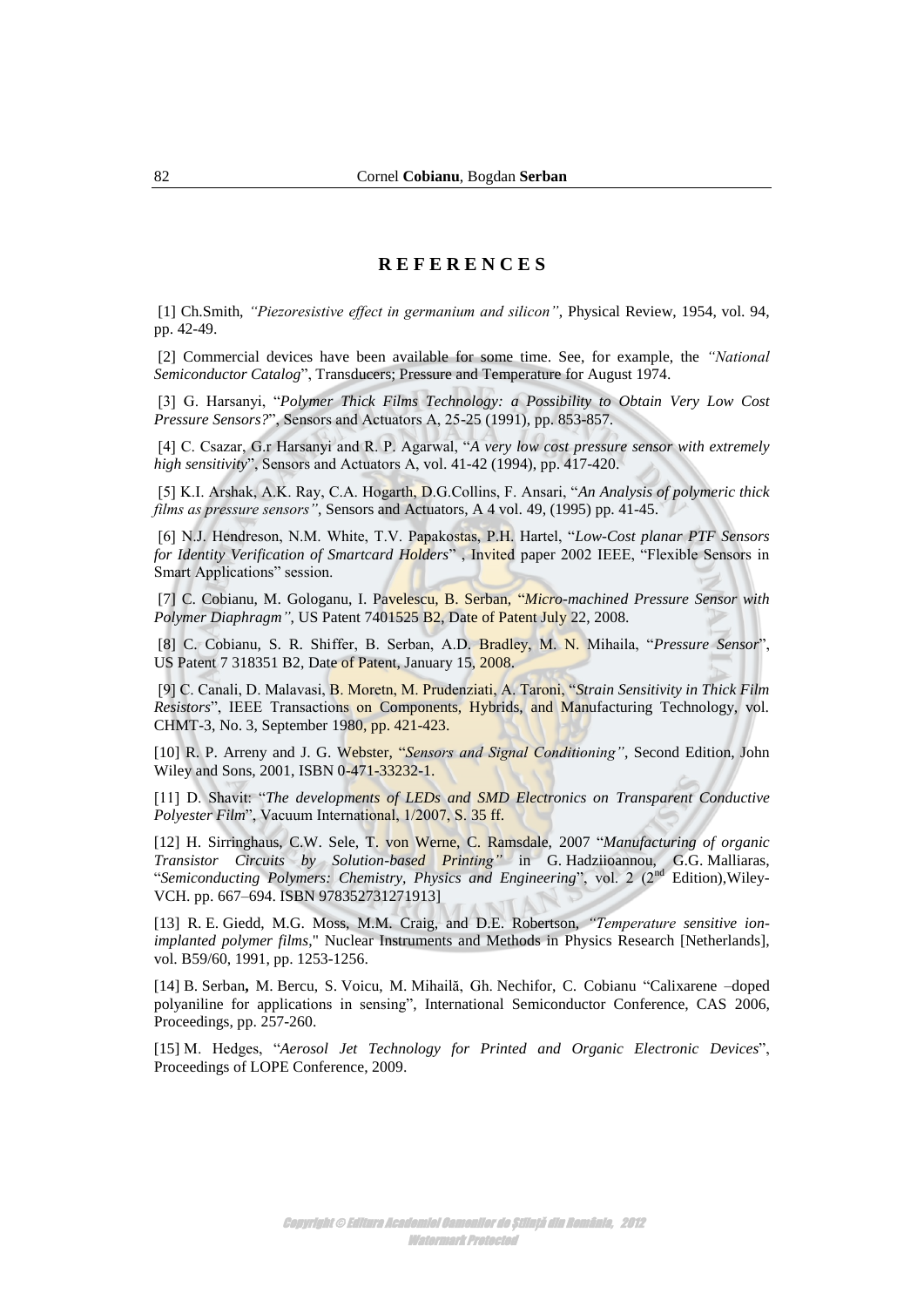## REFERENCES

[1] Ch.Smith, *"Piezoresistive effect in germanium and silicon"*, Physical Review, 1954, vol. 94, pp. 42-49.

[2] Commercial devices have been available for some time. See, for example, the *"National Semiconductor Catalog*", Transducers; Pressure and Temperature for August 1974.

[3] G. Harsanyi, "*Polymer Thick Films Technology: a Possibility to Obtain Very Low Cost Pressure Sensors?*", Sensors and Actuators A, 25-25 (1991), pp. 853-857.

[4] C. Csazar, G.r Harsanyi and R. P. Agarwal, "*A very low cost pressure sensor with extremely high sensitivity*", Sensors and Actuators A, vol. 41-42 (1994), pp. 417-420.

[5] K.I. Arshak, A.K. Ray, C.A. Hogarth, D.G.Collins, F. Ansari, "*An Analysis of polymeric thick films as pressure sensors"*, Sensors and Actuators, A 4 vol. 49, (1995) pp. 41-45.

[6] N.J. Hendreson, N.M. White, T.V. Papakostas, P.H. Hartel, "*Low-Cost planar PTF Sensors for Identity Verification of Smartcard Holders*" , Invited paper 2002 IEEE, "Flexible Sensors in Smart Applications" session.

[7] C. Cobianu, M. Gologanu, I. Pavelescu, B. Serban, "*Micro-machined Pressure Sensor with Polymer Diaphragm"*, US Patent 7401525 B2, Date of Patent July 22, 2008.

[8] C. Cobianu, S. R. Shiffer, B. Serban, A.D. Bradley, M. N. Mihaila, "*Pressure Sensor*", US Patent 7 318351 B2, Date of Patent, January 15, 2008.

[9] C. Canali, D. Malavasi, B. Moretn, M. Prudenziati, A. Taroni, "*Strain Sensitivity in Thick Film Resistors*", IEEE Transactions on Components, Hybrids, and Manufacturing Technology, vol. CHMT-3, No. 3, September 1980, pp. 421-423.

[10] R. P. Arreny and J. G. Webster, "*Sensors and Signal Conditioning"*, Second Edition, John Wiley and Sons, 2001, ISBN 0-471-33232-1.

[11] D. Shavit: "*The developments of LEDs and SMD Electronics on Transparent Conductive Polyester Film*", Vacuum International, 1/2007, S. 35 ff.

[12] H. Sirringhaus, C.W. Sele, T. von Werne, C. Ramsdale, 2007 "*Manufacturing of organic Transistor Circuits by Solution-based Printing"* in G. Hadziioannou, G.G. Malliaras, "*Semiconducting Polymers: Chemistry, Physics and Engineering*", vol. 2 (2nd Edition),Wiley-VCH. pp. 667–694. ISBN 978352731271913]

[13] R. E. Giedd, M.G. Moss, M.M. Craig, and D.E. Robertson, *"Temperature sensitive ion-implanted polymer films*," Nuclear Instruments and Methods in Physics Research [Netherlands], vol. B59/60, 1991, pp. 1253-1256.

[14] B. Serban**,** M. Bercu, S. Voicu, M. Mihailă, Gh. Nechifor, C. Cobianu "Calixarene –doped polyaniline for applications in sensing", International Semiconductor Conference, CAS 2006, Proceedings, pp. 257-260.

[15] M. Hedges, "*Aerosol Jet Technology for Printed and Organic Electronic Devices*", Proceedings of LOPE Conference, 2009.